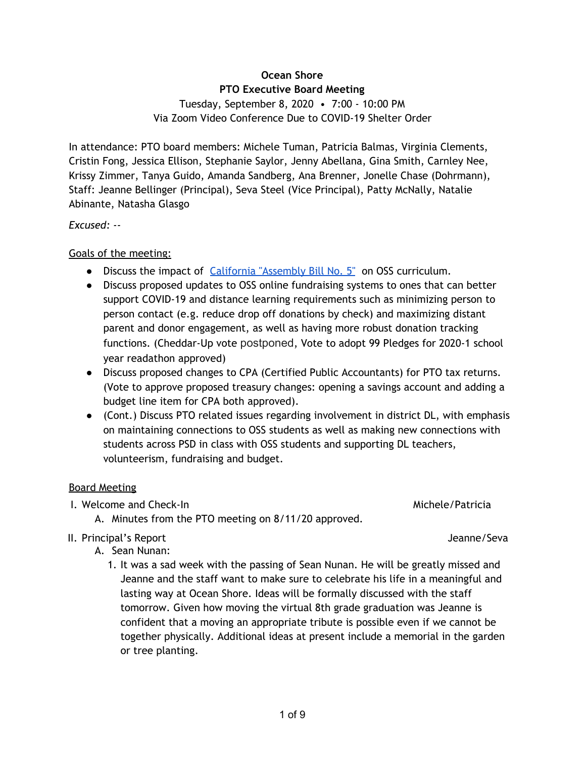**Ocean Shore**

**PTO Executive Board Meeting**

Tuesday, September 8, 2020 • 7:00 - 10:00 PM

Via Zoom Video Conference Due to COVID-19 Shelter Order

In attendance: PTO board members: Michele Tuman, Patricia Balmas, Virginia Clements, Cristin Fong, Jessica Ellison, Stephanie Saylor, Jenny Abellana, Gina Smith, Carnley Nee, Krissy Zimmer, Tanya Guido, Amanda Sandberg, Ana Brenner, Jonelle Chase (Dohrmann), Staff: Jeanne Bellinger (Principal), Seva Steel (Vice Principal), Patty McNally, Natalie Abinante, Natasha Glasgo

*Excused: --*

Goals of the meeting:

- Discuss the impact of [California "Assembly Bill No. 5"] on OSS curriculum.
- Discuss proposed updates to OSS online fundraising systems to ones that can better support COVID-19 and distance learning requirements such as minimizing person to person contact (e.g. reduce drop off donations by check) and maximizing distant parent and donor engagement, as well as having more robust donation tracking functions. (Cheddar-Up vote postponed, Vote to adopt 99 Pledges for 2020-1 school year readathon approved)
- Discuss proposed changes to CPA (Certified Public Accountants) for PTO tax returns. (Vote to approve proposed treasury changes: opening a savings account and adding a budget line item for CPA both approved).
- (Cont.) Discuss PTO related issues regarding involvement in district DL, with emphasis on maintaining connections to OSS students as well as making new connections with students across PSD in class with OSS students and supporting DL teachers, volunteerism, fundraising and budget.

Board Meeting

I. Welcome and Check-In — Michele/Patricia
   A. Minutes from the PTO meeting on 8/11/20 approved.

II. Principal's Report — Jeanne/Seva
   A. Sean Nunan:
      1. It was a sad week with the passing of Sean Nunan. He will be greatly missed and Jeanne and the staff want to make sure to celebrate his life in a meaningful and lasting way at Ocean Shore. Ideas will be formally discussed with the staff tomorrow. Given how moving the virtual 8th grade graduation was Jeanne is confident that a moving an appropriate tribute is possible even if we cannot be together physically. Additional ideas at present include a memorial in the garden or tree planting.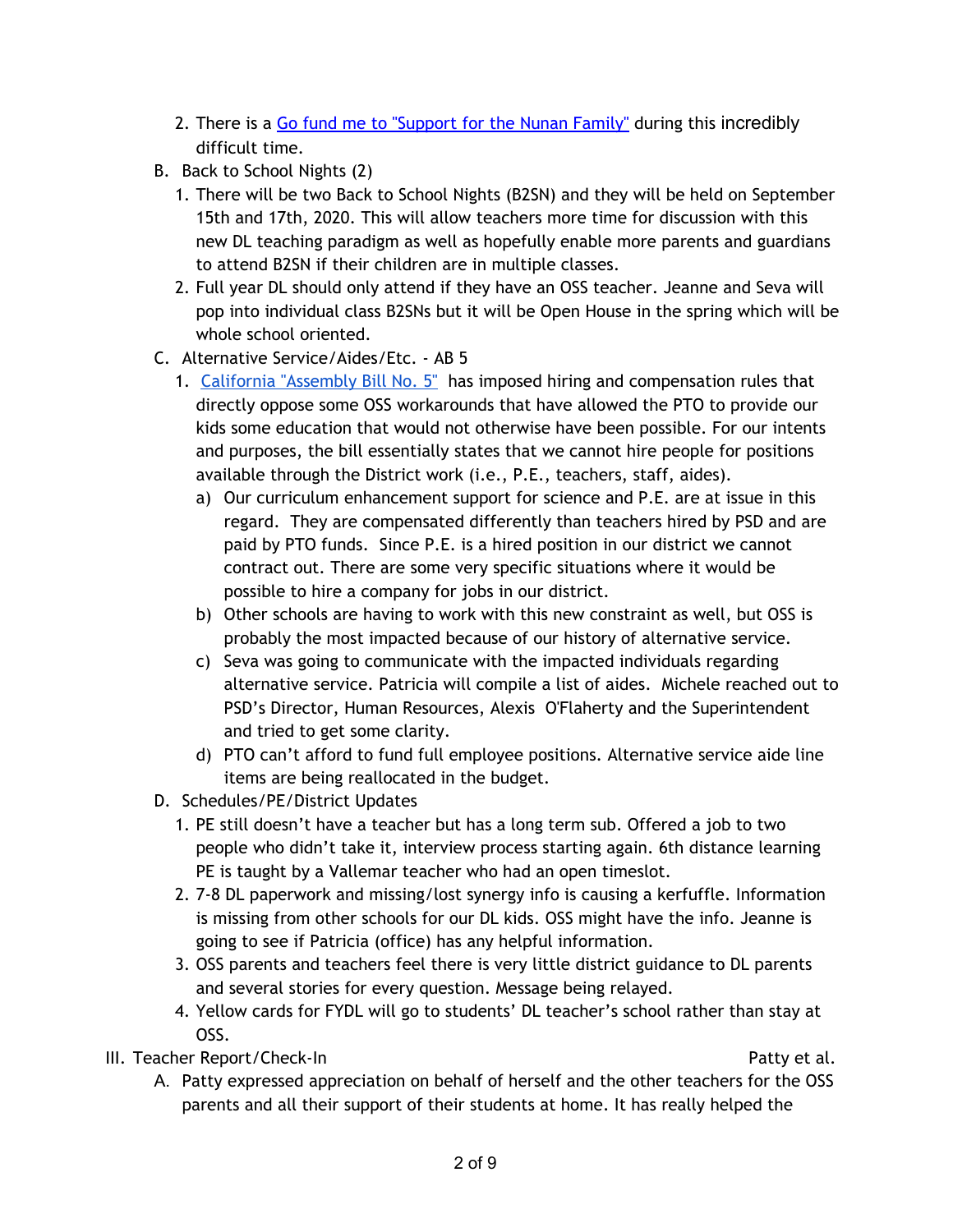2. There is a [Go fund me to "Support for the Nunan Family"] during this incredibly difficult time.

B. Back to School Nights (2)

1. There will be two Back to School Nights (B2SN) and they will be held on September 15th and 17th, 2020. This will allow teachers more time for discussion with this new DL teaching paradigm as well as hopefully enable more parents and guardians to attend B2SN if their children are in multiple classes.
2. Full year DL should only attend if they have an OSS teacher. Jeanne and Seva will pop into individual class B2SNs but it will be Open House in the spring which will be whole school oriented.

C. Alternative Service/Aides/Etc. - AB 5

1. [California "Assembly Bill No. 5"] has imposed hiring and compensation rules that directly oppose some OSS workarounds that have allowed the PTO to provide our kids some education that would not otherwise have been possible. For our intents and purposes, the bill essentially states that we cannot hire people for positions available through the District work (i.e., P.E., teachers, staff, aides).
   a) Our curriculum enhancement support for science and P.E. are at issue in this regard. They are compensated differently than teachers hired by PSD and are paid by PTO funds. Since P.E. is a hired position in our district we cannot contract out. There are some very specific situations where it would be possible to hire a company for jobs in our district.
   b) Other schools are having to work with this new constraint as well, but OSS is probably the most impacted because of our history of alternative service.
   c) Seva was going to communicate with the impacted individuals regarding alternative service. Patricia will compile a list of aides. Michele reached out to PSD's Director, Human Resources, Alexis O'Flaherty and the Superintendent and tried to get some clarity.
   d) PTO can't afford to fund full employee positions. Alternative service aide line items are being reallocated in the budget.

D. Schedules/PE/District Updates

1. PE still doesn't have a teacher but has a long term sub. Offered a job to two people who didn't take it, interview process starting again. 6th distance learning PE is taught by a Vallemar teacher who had an open timeslot.
2. 7-8 DL paperwork and missing/lost synergy info is causing a kerfuffle. Information is missing from other schools for our DL kids. OSS might have the info. Jeanne is going to see if Patricia (office) has any helpful information.
3. OSS parents and teachers feel there is very little district guidance to DL parents and several stories for every question. Message being relayed.
4. Yellow cards for FYDL will go to students' DL teacher's school rather than stay at OSS.

III. Teacher Report/Check-In — Patty et al.

A. Patty expressed appreciation on behalf of herself and the other teachers for the OSS parents and all their support of their students at home. It has really helped the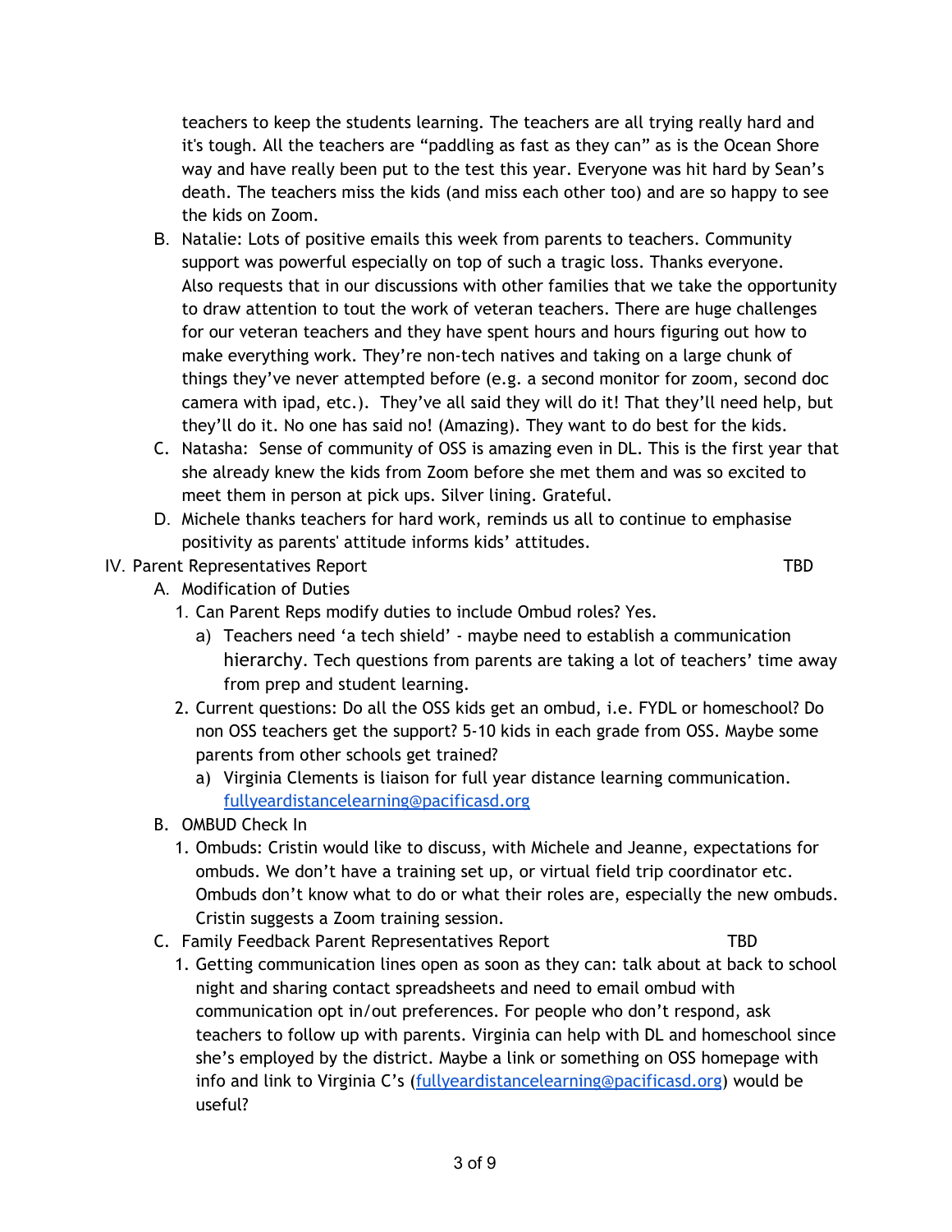teachers to keep the students learning. The teachers are all trying really hard and it's tough. All the teachers are "paddling as fast as they can" as is the Ocean Shore way and have really been put to the test this year. Everyone was hit hard by Sean's death. The teachers miss the kids (and miss each other too) and are so happy to see the kids on Zoom.

B. Natalie: Lots of positive emails this week from parents to teachers. Community support was powerful especially on top of such a tragic loss. Thanks everyone. Also requests that in our discussions with other families that we take the opportunity to draw attention to tout the work of veteran teachers. There are huge challenges for our veteran teachers and they have spent hours and hours figuring out how to make everything work. They're non-tech natives and taking on a large chunk of things they've never attempted before (e.g. a second monitor for zoom, second doc camera with ipad, etc.). They've all said they will do it! That they'll need help, but they'll do it. No one has said no! (Amazing). They want to do best for the kids.

C. Natasha: Sense of community of OSS is amazing even in DL. This is the first year that she already knew the kids from Zoom before she met them and was so excited to meet them in person at pick ups. Silver lining. Grateful.

D. Michele thanks teachers for hard work, reminds us all to continue to emphasise positivity as parents' attitude informs kids' attitudes.

IV. Parent Representatives Report — TBD

A. Modification of Duties

1. Can Parent Reps modify duties to include Ombud roles? Yes.
   a) Teachers need 'a tech shield' - maybe need to establish a communication hierarchy. Tech questions from parents are taking a lot of teachers' time away from prep and student learning.
2. Current questions: Do all the OSS kids get an ombud, i.e. FYDL or homeschool? Do non OSS teachers get the support? 5-10 kids in each grade from OSS. Maybe some parents from other schools get trained?
   a) Virginia Clements is liaison for full year distance learning communication. fullyeardistancelearning@pacificasd.org

B. OMBUD Check In

1. Ombuds: Cristin would like to discuss, with Michele and Jeanne, expectations for ombuds. We don't have a training set up, or virtual field trip coordinator etc. Ombuds don't know what to do or what their roles are, especially the new ombuds. Cristin suggests a Zoom training session.

C. Family Feedback Parent Representatives Report — TBD

1. Getting communication lines open as soon as they can: talk about at back to school night and sharing contact spreadsheets and need to email ombud with communication opt in/out preferences. For people who don't respond, ask teachers to follow up with parents. Virginia can help with DL and homeschool since she's employed by the district. Maybe a link or something on OSS homepage with info and link to Virginia C's (fullyeardistancelearning@pacificasd.org) would be useful?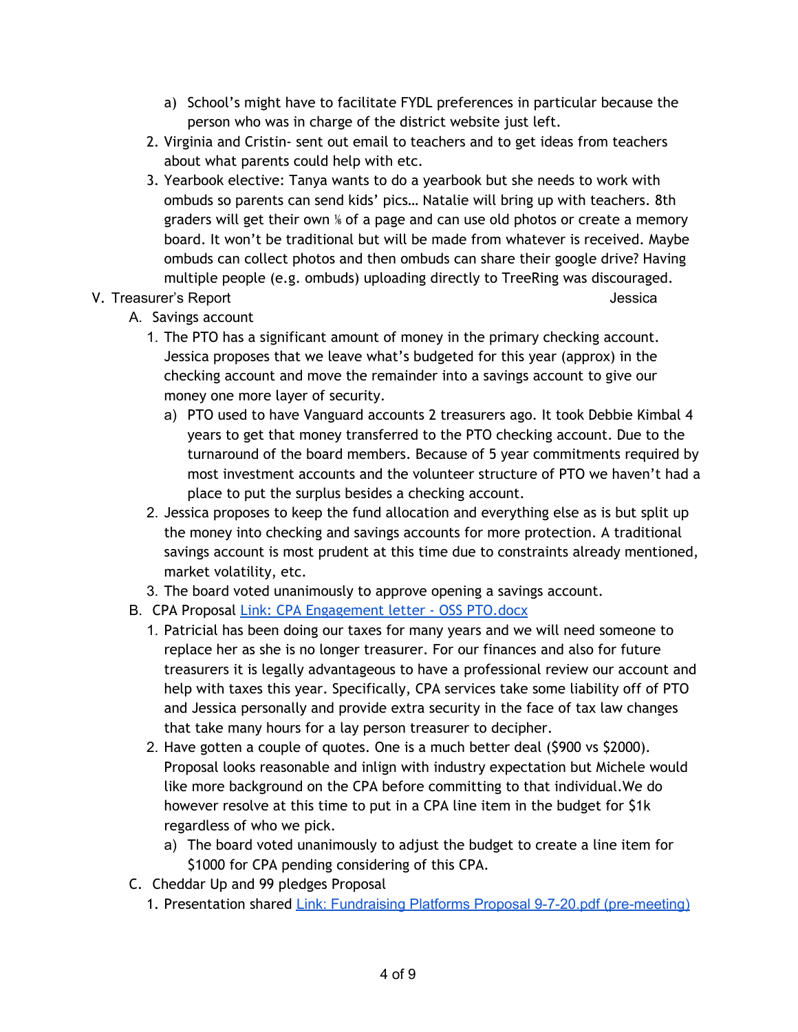a) School's might have to facilitate FYDL preferences in particular because the person who was in charge of the district website just left.

2. Virginia and Cristin- sent out email to teachers and to get ideas from teachers about what parents could help with etc.
3. Yearbook elective: Tanya wants to do a yearbook but she needs to work with ombuds so parents can send kids' pics… Natalie will bring up with teachers. 8th graders will get their own ⅙ of a page and can use old photos or create a memory board. It won't be traditional but will be made from whatever is received. Maybe ombuds can collect photos and then ombuds can share their google drive? Having multiple people (e.g. ombuds) uploading directly to TreeRing was discouraged.

V. Treasurer's Report — Jessica

A. Savings account

1. The PTO has a significant amount of money in the primary checking account. Jessica proposes that we leave what's budgeted for this year (approx) in the checking account and move the remainder into a savings account to give our money one more layer of security.
   a) PTO used to have Vanguard accounts 2 treasurers ago. It took Debbie Kimbal 4 years to get that money transferred to the PTO checking account. Due to the turnaround of the board members. Because of 5 year commitments required by most investment accounts and the volunteer structure of PTO we haven't had a place to put the surplus besides a checking account.
2. Jessica proposes to keep the fund allocation and everything else as is but split up the money into checking and savings accounts for more protection. A traditional savings account is most prudent at this time due to constraints already mentioned, market volatility, etc.
3. The board voted unanimously to approve opening a savings account.

B. CPA Proposal [Link: CPA Engagement letter - OSS PTO.docx]

1. Patricial has been doing our taxes for many years and we will need someone to replace her as she is no longer treasurer. For our finances and also for future treasurers it is legally advantageous to have a professional review our account and help with taxes this year. Specifically, CPA services take some liability off of PTO and Jessica personally and provide extra security in the face of tax law changes that take many hours for a lay person treasurer to decipher.
2. Have gotten a couple of quotes. One is a much better deal ($900 vs $2000). Proposal looks reasonable and inlign with industry expectation but Michele would like more background on the CPA before committing to that individual.We do however resolve at this time to put in a CPA line item in the budget for $1k regardless of who we pick.
   a) The board voted unanimously to adjust the budget to create a line item for $1000 for CPA pending considering of this CPA.

C. Cheddar Up and 99 pledges Proposal

1. Presentation shared [Link: Fundraising Platforms Proposal 9-7-20.pdf (pre-meeting)]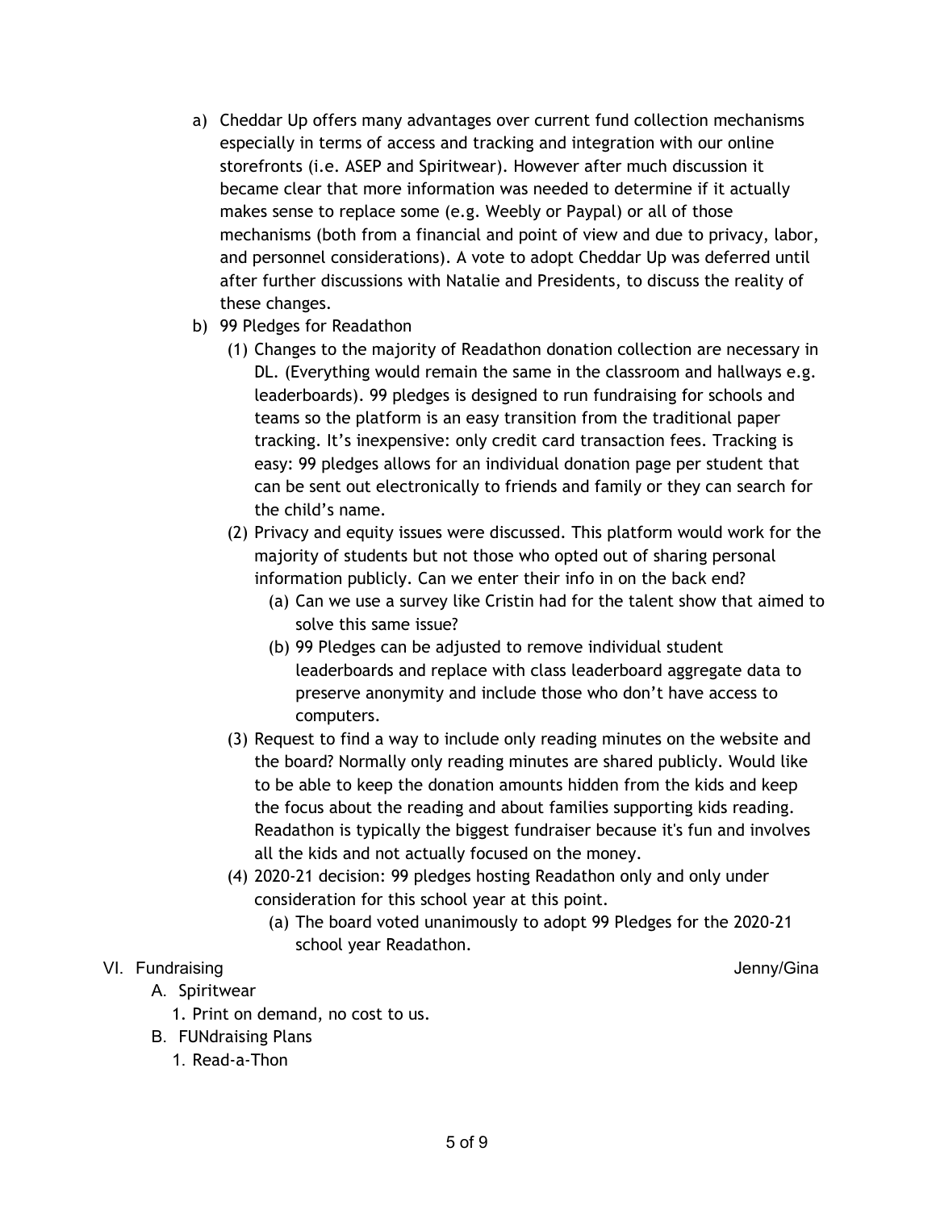a) Cheddar Up offers many advantages over current fund collection mechanisms especially in terms of access and tracking and integration with our online storefronts (i.e. ASEP and Spiritwear). However after much discussion it became clear that more information was needed to determine if it actually makes sense to replace some (e.g. Weebly or Paypal) or all of those mechanisms (both from a financial and point of view and due to privacy, labor, and personnel considerations). A vote to adopt Cheddar Up was deferred until after further discussions with Natalie and Presidents, to discuss the reality of these changes.

b) 99 Pledges for Readathon

   (1) Changes to the majority of Readathon donation collection are necessary in DL. (Everything would remain the same in the classroom and hallways e.g. leaderboards). 99 pledges is designed to run fundraising for schools and teams so the platform is an easy transition from the traditional paper tracking. It's inexpensive: only credit card transaction fees. Tracking is easy: 99 pledges allows for an individual donation page per student that can be sent out electronically to friends and family or they can search for the child's name.

   (2) Privacy and equity issues were discussed. This platform would work for the majority of students but not those who opted out of sharing personal information publicly. Can we enter their info in on the back end?

      (a) Can we use a survey like Cristin had for the talent show that aimed to solve this same issue?

      (b) 99 Pledges can be adjusted to remove individual student leaderboards and replace with class leaderboard aggregate data to preserve anonymity and include those who don't have access to computers.

   (3) Request to find a way to include only reading minutes on the website and the board? Normally only reading minutes are shared publicly. Would like to be able to keep the donation amounts hidden from the kids and keep the focus about the reading and about families supporting kids reading. Readathon is typically the biggest fundraiser because it's fun and involves all the kids and not actually focused on the money.

   (4) 2020-21 decision: 99 pledges hosting Readathon only and only under consideration for this school year at this point.

      (a) The board voted unanimously to adopt 99 Pledges for the 2020-21 school year Readathon.

VI. Fundraising — Jenny/Gina

   A. Spiritwear

      1. Print on demand, no cost to us.

   B. FUNdraising Plans

      1. Read-a-Thon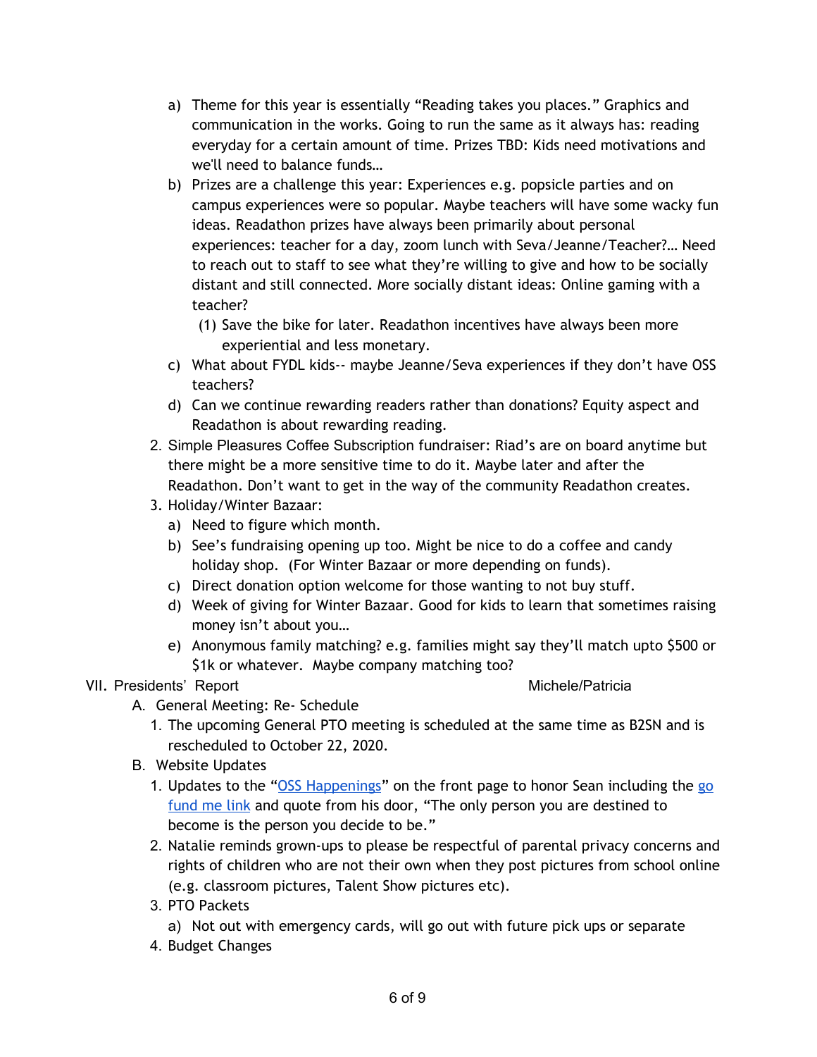a) Theme for this year is essentially “Reading takes you places.” Graphics and communication in the works. Going to run the same as it always has: reading everyday for a certain amount of time. Prizes TBD: Kids need motivations and we'll need to balance funds…

b) Prizes are a challenge this year: Experiences e.g. popsicle parties and on campus experiences were so popular. Maybe teachers will have some wacky fun ideas. Readathon prizes have always been primarily about personal experiences: teacher for a day, zoom lunch with Seva/Jeanne/Teacher?… Need to reach out to staff to see what they’re willing to give and how to be socially distant and still connected. More socially distant ideas: Online gaming with a teacher?

   (1) Save the bike for later. Readathon incentives have always been more experiential and less monetary.

c) What about FYDL kids-- maybe Jeanne/Seva experiences if they don’t have OSS teachers?

d) Can we continue rewarding readers rather than donations? Equity aspect and Readathon is about rewarding reading.

2. Simple Pleasures Coffee Subscription fundraiser: Riad’s are on board anytime but there might be a more sensitive time to do it. Maybe later and after the Readathon. Don’t want to get in the way of the community Readathon creates.

3. Holiday/Winter Bazaar:

   a) Need to figure which month.

   b) See’s fundraising opening up too. Might be nice to do a coffee and candy holiday shop. (For Winter Bazaar or more depending on funds).

   c) Direct donation option welcome for those wanting to not buy stuff.

   d) Week of giving for Winter Bazaar. Good for kids to learn that sometimes raising money isn’t about you…

   e) Anonymous family matching? e.g. families might say they’ll match upto $500 or $1k or whatever. Maybe company matching too?

## VII. Presidents’ Report — Michele/Patricia

A. General Meeting: Re- Schedule

1. The upcoming General PTO meeting is scheduled at the same time as B2SN and is rescheduled to October 22, 2020.

B. Website Updates

1. Updates to the “OSS Happenings” on the front page to honor Sean including the go fund me link and quote from his door, “The only person you are destined to become is the person you decide to be.”

2. Natalie reminds grown-ups to please be respectful of parental privacy concerns and rights of children who are not their own when they post pictures from school online (e.g. classroom pictures, Talent Show pictures etc).

3. PTO Packets

   a) Not out with emergency cards, will go out with future pick ups or separate

4. Budget Changes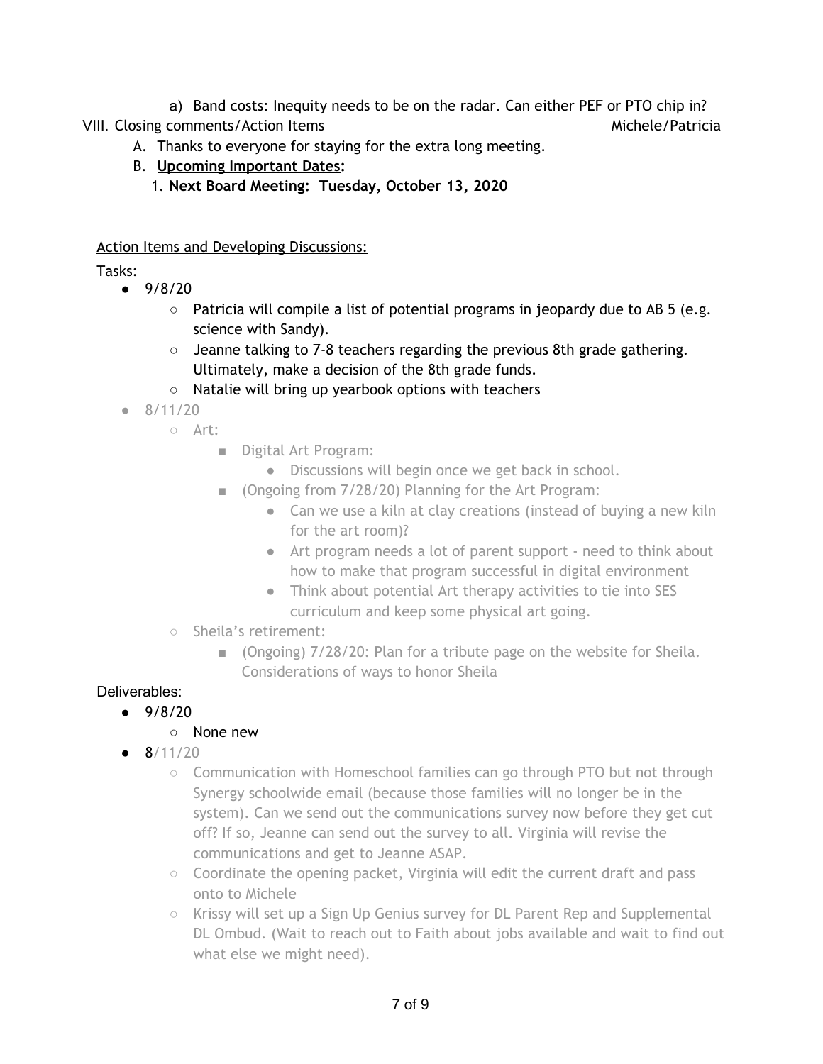a) Band costs: Inequity needs to be on the radar. Can either PEF or PTO chip in?

VIII. Closing comments/Action Items — Michele/Patricia

A. Thanks to everyone for staying for the extra long meeting.

B. **Upcoming Important Dates:**

1. **Next Board Meeting: Tuesday, October 13, 2020**

Action Items and Developing Discussions:

Tasks:

- 9/8/20
  - Patricia will compile a list of potential programs in jeopardy due to AB 5 (e.g. science with Sandy).
  - Jeanne talking to 7-8 teachers regarding the previous 8th grade gathering. Ultimately, make a decision of the 8th grade funds.
  - Natalie will bring up yearbook options with teachers
- 8/11/20
  - Art:
    - Digital Art Program:
      - Discussions will begin once we get back in school.
    - (Ongoing from 7/28/20) Planning for the Art Program:
      - Can we use a kiln at clay creations (instead of buying a new kiln for the art room)?
      - Art program needs a lot of parent support - need to think about how to make that program successful in digital environment
      - Think about potential Art therapy activities to tie into SES curriculum and keep some physical art going.
  - Sheila's retirement:
    - (Ongoing) 7/28/20: Plan for a tribute page on the website for Sheila. Considerations of ways to honor Sheila

Deliverables:

- 9/8/20
  - None new
- 8/11/20
  - Communication with Homeschool families can go through PTO but not through Synergy schoolwide email (because those families will no longer be in the system). Can we send out the communications survey now before they get cut off? If so, Jeanne can send out the survey to all. Virginia will revise the communications and get to Jeanne ASAP.
  - Coordinate the opening packet, Virginia will edit the current draft and pass onto to Michele
  - Krissy will set up a Sign Up Genius survey for DL Parent Rep and Supplemental DL Ombud. (Wait to reach out to Faith about jobs available and wait to find out what else we might need).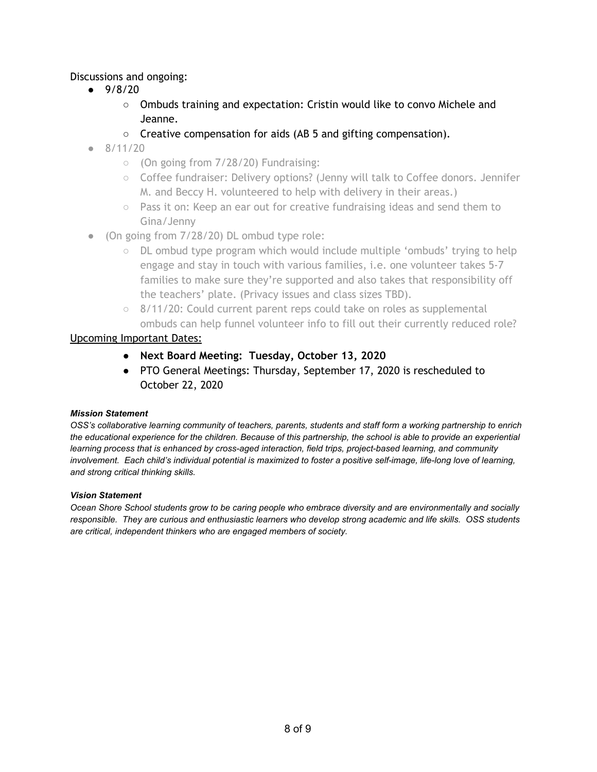Discussions and ongoing:

- 9/8/20
    - Ombuds training and expectation: Cristin would like to convo Michele and Jeanne.
    - Creative compensation for aids (AB 5 and gifting compensation).
- 8/11/20
    - (On going from 7/28/20) Fundraising:
    - Coffee fundraiser: Delivery options? (Jenny will talk to Coffee donors. Jennifer M. and Beccy H. volunteered to help with delivery in their areas.)
    - Pass it on: Keep an ear out for creative fundraising ideas and send them to Gina/Jenny
- (On going from 7/28/20) DL ombud type role:
    - DL ombud type program which would include multiple 'ombuds' trying to help engage and stay in touch with various families, i.e. one volunteer takes 5-7 families to make sure they're supported and also takes that responsibility off the teachers' plate. (Privacy issues and class sizes TBD).
    - 8/11/20: Could current parent reps could take on roles as supplemental ombuds can help funnel volunteer info to fill out their currently reduced role?

<u>Upcoming Important Dates:</u>

- **Next Board Meeting: Tuesday, October 13, 2020**
- PTO General Meetings: Thursday, September 17, 2020 is rescheduled to October 22, 2020

***Mission Statement***

*OSS's collaborative learning community of teachers, parents, students and staff form a working partnership to enrich the educational experience for the children. Because of this partnership, the school is able to provide an experiential learning process that is enhanced by cross-aged interaction, field trips, project-based learning, and community involvement. Each child's individual potential is maximized to foster a positive self-image, life-long love of learning, and strong critical thinking skills.*

***Vision Statement***

*Ocean Shore School students grow to be caring people who embrace diversity and are environmentally and socially responsible. They are curious and enthusiastic learners who develop strong academic and life skills. OSS students are critical, independent thinkers who are engaged members of society.*